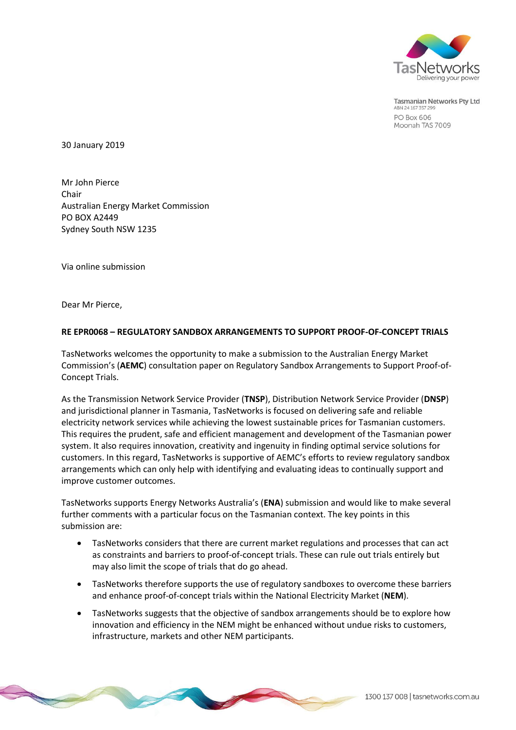Tasmanian Networks Pty Ltd
ABN 24 167 357 299
PO Box 606
Moonah TAS 7009

30 January 2019

Mr John Pierce
Chair
Australian Energy Market Commission
PO BOX A2449
Sydney South NSW 1235

Via online submission

Dear Mr Pierce,

**RE EPR0068 – REGULATORY SANDBOX ARRANGEMENTS TO SUPPORT PROOF-OF-CONCEPT TRIALS**

TasNetworks welcomes the opportunity to make a submission to the Australian Energy Market Commission's (**AEMC**) consultation paper on Regulatory Sandbox Arrangements to Support Proof-of-Concept Trials.

As the Transmission Network Service Provider (**TNSP**), Distribution Network Service Provider (**DNSP**) and jurisdictional planner in Tasmania, TasNetworks is focused on delivering safe and reliable electricity network services while achieving the lowest sustainable prices for Tasmanian customers. This requires the prudent, safe and efficient management and development of the Tasmanian power system. It also requires innovation, creativity and ingenuity in finding optimal service solutions for customers. In this regard, TasNetworks is supportive of AEMC's efforts to review regulatory sandbox arrangements which can only help with identifying and evaluating ideas to continually support and improve customer outcomes.

TasNetworks supports Energy Networks Australia's (**ENA**) submission and would like to make several further comments with a particular focus on the Tasmanian context. The key points in this submission are:

- TasNetworks considers that there are current market regulations and processes that can act as constraints and barriers to proof-of-concept trials. These can rule out trials entirely but may also limit the scope of trials that do go ahead.
- TasNetworks therefore supports the use of regulatory sandboxes to overcome these barriers and enhance proof-of-concept trials within the National Electricity Market (**NEM**).
- TasNetworks suggests that the objective of sandbox arrangements should be to explore how innovation and efficiency in the NEM might be enhanced without undue risks to customers, infrastructure, markets and other NEM participants.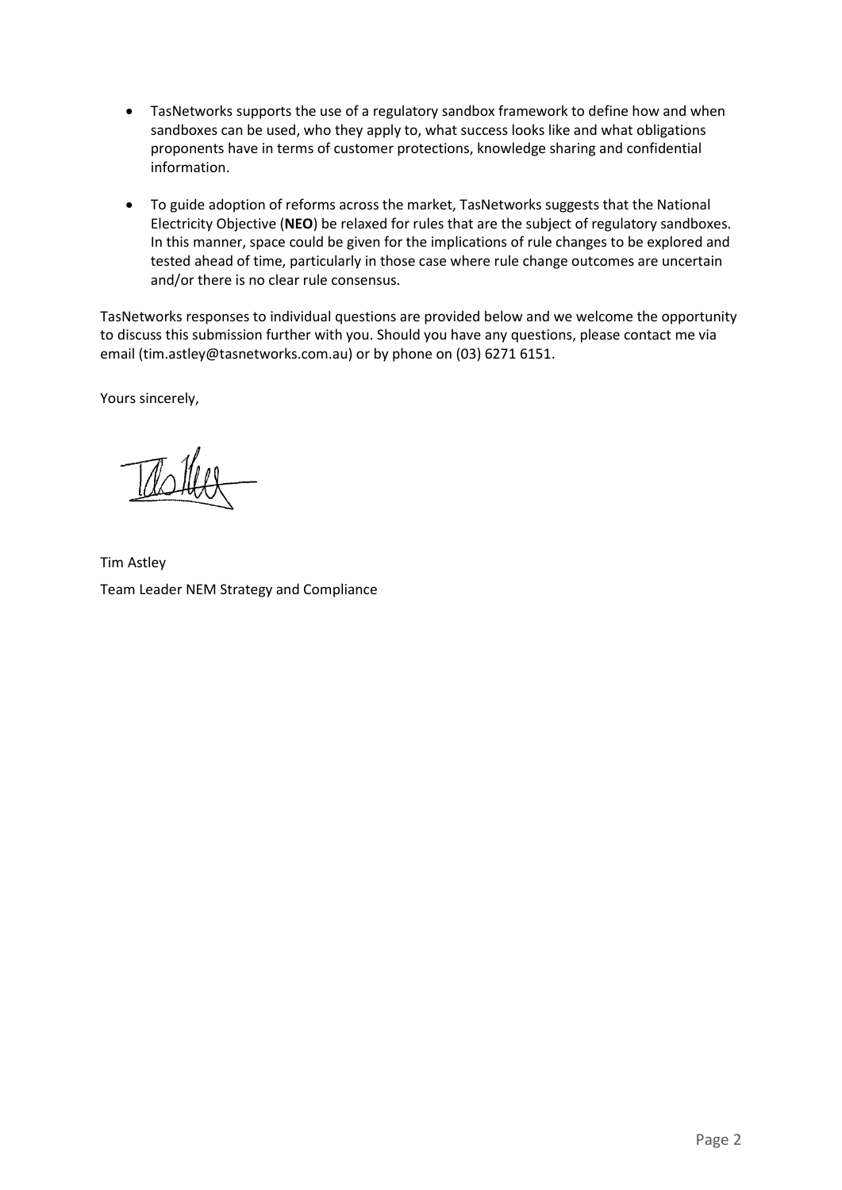- TasNetworks supports the use of a regulatory sandbox framework to define how and when sandboxes can be used, who they apply to, what success looks like and what obligations proponents have in terms of customer protections, knowledge sharing and confidential information.
- To guide adoption of reforms across the market, TasNetworks suggests that the National Electricity Objective (**NEO**) be relaxed for rules that are the subject of regulatory sandboxes. In this manner, space could be given for the implications of rule changes to be explored and tested ahead of time, particularly in those case where rule change outcomes are uncertain and/or there is no clear rule consensus.

TasNetworks responses to individual questions are provided below and we welcome the opportunity to discuss this submission further with you. Should you have any questions, please contact me via email (tim.astley@tasnetworks.com.au) or by phone on (03) 6271 6151.

Yours sincerely,

Tim Astley

Team Leader NEM Strategy and Compliance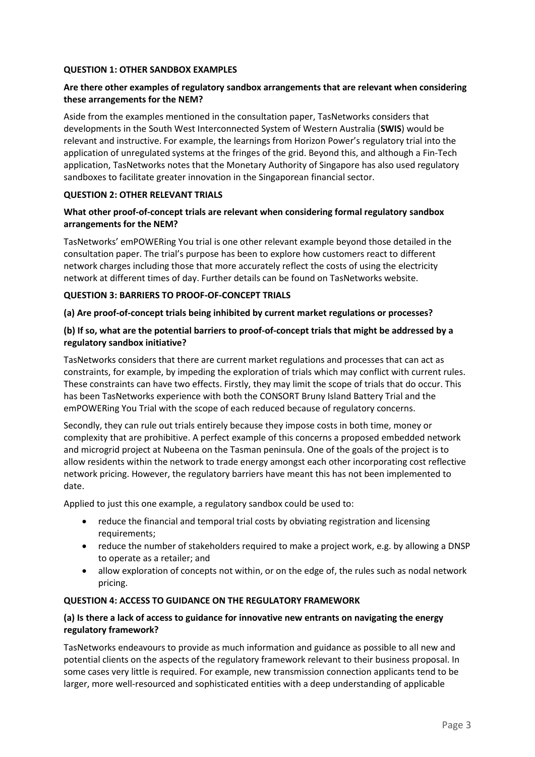### QUESTION 1: OTHER SANDBOX EXAMPLES

**Are there other examples of regulatory sandbox arrangements that are relevant when considering these arrangements for the NEM?**

Aside from the examples mentioned in the consultation paper, TasNetworks considers that developments in the South West Interconnected System of Western Australia (**SWIS**) would be relevant and instructive. For example, the learnings from Horizon Power's regulatory trial into the application of unregulated systems at the fringes of the grid. Beyond this, and although a Fin-Tech application, TasNetworks notes that the Monetary Authority of Singapore has also used regulatory sandboxes to facilitate greater innovation in the Singaporean financial sector.

### QUESTION 2: OTHER RELEVANT TRIALS

**What other proof-of-concept trials are relevant when considering formal regulatory sandbox arrangements for the NEM?**

TasNetworks' emPOWERing You trial is one other relevant example beyond those detailed in the consultation paper. The trial's purpose has been to explore how customers react to different network charges including those that more accurately reflect the costs of using the electricity network at different times of day. Further details can be found on TasNetworks website.

### QUESTION 3: BARRIERS TO PROOF-OF-CONCEPT TRIALS

**(a) Are proof-of-concept trials being inhibited by current market regulations or processes?**

**(b) If so, what are the potential barriers to proof-of-concept trials that might be addressed by a regulatory sandbox initiative?**

TasNetworks considers that there are current market regulations and processes that can act as constraints, for example, by impeding the exploration of trials which may conflict with current rules. These constraints can have two effects. Firstly, they may limit the scope of trials that do occur. This has been TasNetworks experience with both the CONSORT Bruny Island Battery Trial and the emPOWERing You Trial with the scope of each reduced because of regulatory concerns.

Secondly, they can rule out trials entirely because they impose costs in both time, money or complexity that are prohibitive. A perfect example of this concerns a proposed embedded network and microgrid project at Nubeena on the Tasman peninsula. One of the goals of the project is to allow residents within the network to trade energy amongst each other incorporating cost reflective network pricing. However, the regulatory barriers have meant this has not been implemented to date.

Applied to just this one example, a regulatory sandbox could be used to:

- reduce the financial and temporal trial costs by obviating registration and licensing requirements;
- reduce the number of stakeholders required to make a project work, e.g. by allowing a DNSP to operate as a retailer; and
- allow exploration of concepts not within, or on the edge of, the rules such as nodal network pricing.

### QUESTION 4: ACCESS TO GUIDANCE ON THE REGULATORY FRAMEWORK

**(a) Is there a lack of access to guidance for innovative new entrants on navigating the energy regulatory framework?**

TasNetworks endeavours to provide as much information and guidance as possible to all new and potential clients on the aspects of the regulatory framework relevant to their business proposal. In some cases very little is required. For example, new transmission connection applicants tend to be larger, more well-resourced and sophisticated entities with a deep understanding of applicable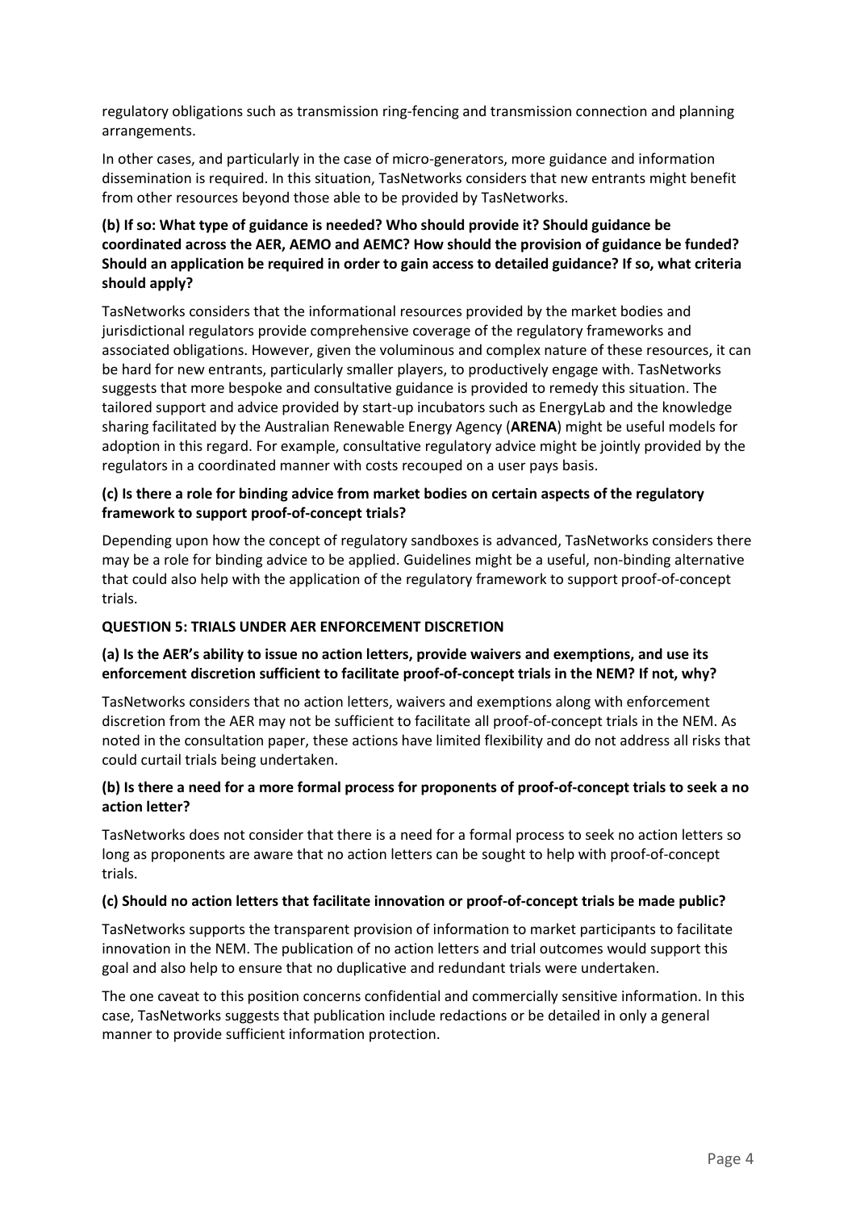regulatory obligations such as transmission ring-fencing and transmission connection and planning arrangements.

In other cases, and particularly in the case of micro-generators, more guidance and information dissemination is required. In this situation, TasNetworks considers that new entrants might benefit from other resources beyond those able to be provided by TasNetworks.

**(b) If so: What type of guidance is needed? Who should provide it? Should guidance be coordinated across the AER, AEMO and AEMC? How should the provision of guidance be funded? Should an application be required in order to gain access to detailed guidance? If so, what criteria should apply?**

TasNetworks considers that the informational resources provided by the market bodies and jurisdictional regulators provide comprehensive coverage of the regulatory frameworks and associated obligations. However, given the voluminous and complex nature of these resources, it can be hard for new entrants, particularly smaller players, to productively engage with. TasNetworks suggests that more bespoke and consultative guidance is provided to remedy this situation. The tailored support and advice provided by start-up incubators such as EnergyLab and the knowledge sharing facilitated by the Australian Renewable Energy Agency (**ARENA**) might be useful models for adoption in this regard. For example, consultative regulatory advice might be jointly provided by the regulators in a coordinated manner with costs recouped on a user pays basis.

**(c) Is there a role for binding advice from market bodies on certain aspects of the regulatory framework to support proof-of-concept trials?**

Depending upon how the concept of regulatory sandboxes is advanced, TasNetworks considers there may be a role for binding advice to be applied. Guidelines might be a useful, non-binding alternative that could also help with the application of the regulatory framework to support proof-of-concept trials.

**QUESTION 5: TRIALS UNDER AER ENFORCEMENT DISCRETION**

**(a) Is the AER's ability to issue no action letters, provide waivers and exemptions, and use its enforcement discretion sufficient to facilitate proof-of-concept trials in the NEM? If not, why?**

TasNetworks considers that no action letters, waivers and exemptions along with enforcement discretion from the AER may not be sufficient to facilitate all proof-of-concept trials in the NEM. As noted in the consultation paper, these actions have limited flexibility and do not address all risks that could curtail trials being undertaken.

**(b) Is there a need for a more formal process for proponents of proof-of-concept trials to seek a no action letter?**

TasNetworks does not consider that there is a need for a formal process to seek no action letters so long as proponents are aware that no action letters can be sought to help with proof-of-concept trials.

**(c) Should no action letters that facilitate innovation or proof-of-concept trials be made public?**

TasNetworks supports the transparent provision of information to market participants to facilitate innovation in the NEM. The publication of no action letters and trial outcomes would support this goal and also help to ensure that no duplicative and redundant trials were undertaken.

The one caveat to this position concerns confidential and commercially sensitive information. In this case, TasNetworks suggests that publication include redactions or be detailed in only a general manner to provide sufficient information protection.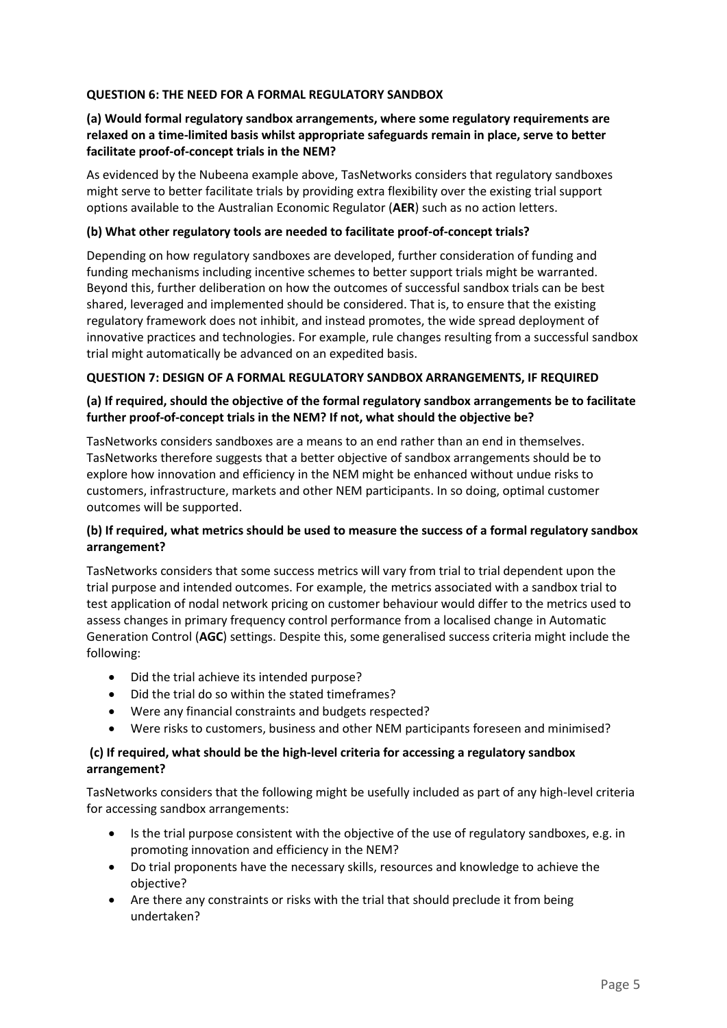**QUESTION 6: THE NEED FOR A FORMAL REGULATORY SANDBOX**

**(a) Would formal regulatory sandbox arrangements, where some regulatory requirements are relaxed on a time-limited basis whilst appropriate safeguards remain in place, serve to better facilitate proof-of-concept trials in the NEM?**

As evidenced by the Nubeena example above, TasNetworks considers that regulatory sandboxes might serve to better facilitate trials by providing extra flexibility over the existing trial support options available to the Australian Economic Regulator (**AER**) such as no action letters.

**(b) What other regulatory tools are needed to facilitate proof-of-concept trials?**

Depending on how regulatory sandboxes are developed, further consideration of funding and funding mechanisms including incentive schemes to better support trials might be warranted. Beyond this, further deliberation on how the outcomes of successful sandbox trials can be best shared, leveraged and implemented should be considered. That is, to ensure that the existing regulatory framework does not inhibit, and instead promotes, the wide spread deployment of innovative practices and technologies. For example, rule changes resulting from a successful sandbox trial might automatically be advanced on an expedited basis.

**QUESTION 7: DESIGN OF A FORMAL REGULATORY SANDBOX ARRANGEMENTS, IF REQUIRED**

**(a) If required, should the objective of the formal regulatory sandbox arrangements be to facilitate further proof-of-concept trials in the NEM? If not, what should the objective be?**

TasNetworks considers sandboxes are a means to an end rather than an end in themselves. TasNetworks therefore suggests that a better objective of sandbox arrangements should be to explore how innovation and efficiency in the NEM might be enhanced without undue risks to customers, infrastructure, markets and other NEM participants. In so doing, optimal customer outcomes will be supported.

**(b) If required, what metrics should be used to measure the success of a formal regulatory sandbox arrangement?**

TasNetworks considers that some success metrics will vary from trial to trial dependent upon the trial purpose and intended outcomes. For example, the metrics associated with a sandbox trial to test application of nodal network pricing on customer behaviour would differ to the metrics used to assess changes in primary frequency control performance from a localised change in Automatic Generation Control (**AGC**) settings. Despite this, some generalised success criteria might include the following:

- Did the trial achieve its intended purpose?
- Did the trial do so within the stated timeframes?
- Were any financial constraints and budgets respected?
- Were risks to customers, business and other NEM participants foreseen and minimised?

**(c) If required, what should be the high-level criteria for accessing a regulatory sandbox arrangement?**

TasNetworks considers that the following might be usefully included as part of any high-level criteria for accessing sandbox arrangements:

- Is the trial purpose consistent with the objective of the use of regulatory sandboxes, e.g. in promoting innovation and efficiency in the NEM?
- Do trial proponents have the necessary skills, resources and knowledge to achieve the objective?
- Are there any constraints or risks with the trial that should preclude it from being undertaken?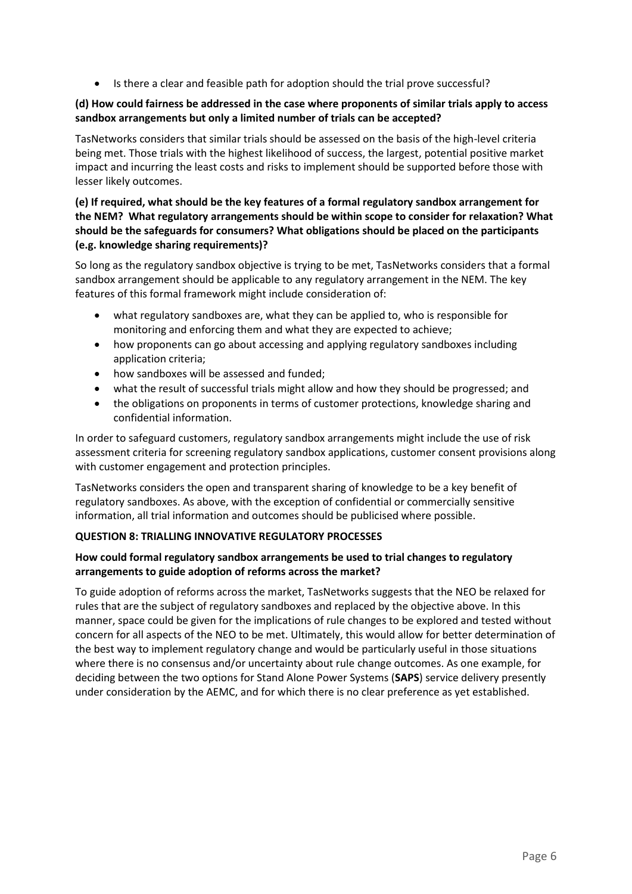- Is there a clear and feasible path for adoption should the trial prove successful?

**(d) How could fairness be addressed in the case where proponents of similar trials apply to access sandbox arrangements but only a limited number of trials can be accepted?**

TasNetworks considers that similar trials should be assessed on the basis of the high-level criteria being met. Those trials with the highest likelihood of success, the largest, potential positive market impact and incurring the least costs and risks to implement should be supported before those with lesser likely outcomes.

**(e) If required, what should be the key features of a formal regulatory sandbox arrangement for the NEM? What regulatory arrangements should be within scope to consider for relaxation? What should be the safeguards for consumers? What obligations should be placed on the participants (e.g. knowledge sharing requirements)?**

So long as the regulatory sandbox objective is trying to be met, TasNetworks considers that a formal sandbox arrangement should be applicable to any regulatory arrangement in the NEM. The key features of this formal framework might include consideration of:

- what regulatory sandboxes are, what they can be applied to, who is responsible for monitoring and enforcing them and what they are expected to achieve;
- how proponents can go about accessing and applying regulatory sandboxes including application criteria;
- how sandboxes will be assessed and funded;
- what the result of successful trials might allow and how they should be progressed; and
- the obligations on proponents in terms of customer protections, knowledge sharing and confidential information.

In order to safeguard customers, regulatory sandbox arrangements might include the use of risk assessment criteria for screening regulatory sandbox applications, customer consent provisions along with customer engagement and protection principles.

TasNetworks considers the open and transparent sharing of knowledge to be a key benefit of regulatory sandboxes. As above, with the exception of confidential or commercially sensitive information, all trial information and outcomes should be publicised where possible.

**QUESTION 8: TRIALLING INNOVATIVE REGULATORY PROCESSES**

**How could formal regulatory sandbox arrangements be used to trial changes to regulatory arrangements to guide adoption of reforms across the market?**

To guide adoption of reforms across the market, TasNetworks suggests that the NEO be relaxed for rules that are the subject of regulatory sandboxes and replaced by the objective above. In this manner, space could be given for the implications of rule changes to be explored and tested without concern for all aspects of the NEO to be met. Ultimately, this would allow for better determination of the best way to implement regulatory change and would be particularly useful in those situations where there is no consensus and/or uncertainty about rule change outcomes. As one example, for deciding between the two options for Stand Alone Power Systems (**SAPS**) service delivery presently under consideration by the AEMC, and for which there is no clear preference as yet established.